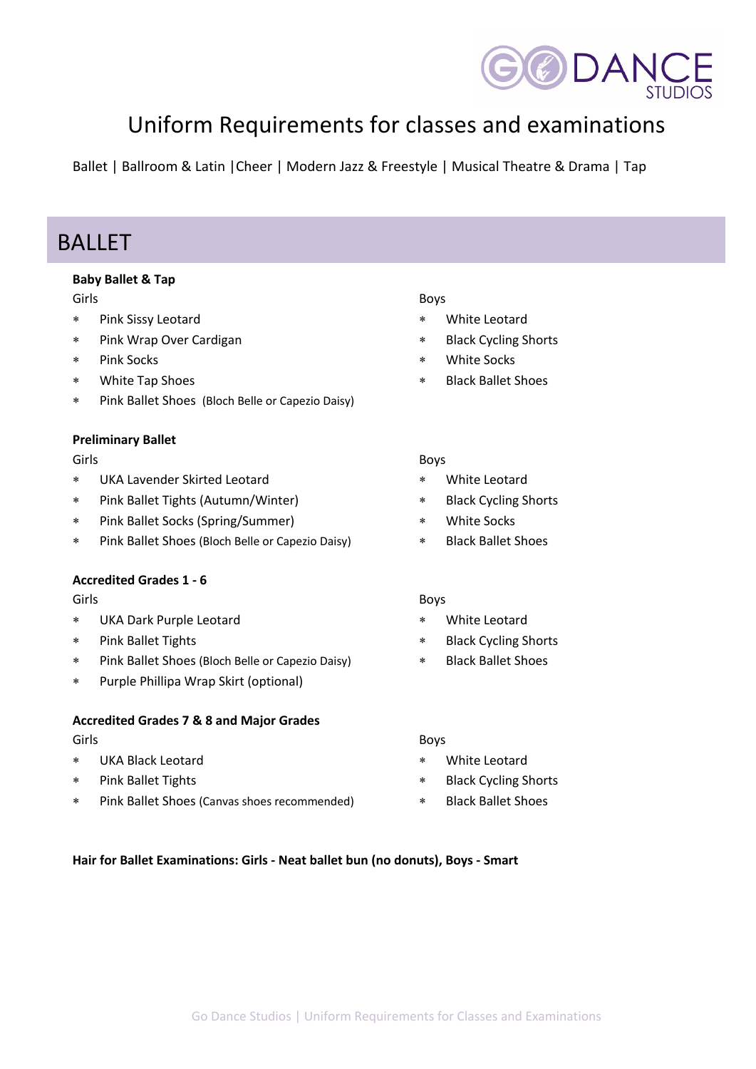# Uniform Requirements for classes and examinations

Ballet | Ballroom & Latin |Cheer | Modern Jazz & Freestyle | Musical Theatre & Drama | Tap

## BALLET

**Baby Ballet & Tap**

Girls

- Pink Sissy Leotard
- Pink Wrap Over Cardigan
- Pink Socks
- White Tap Shoes
- Pink Ballet Shoes (Bloch Belle or Capezio Daisy)

Boys

- White Leotard
- Black Cycling Shorts
- White Socks
- Black Ballet Shoes

**Preliminary Ballet**

Girls

- UKA Lavender Skirted Leotard
- Pink Ballet Tights (Autumn/Winter)
- Pink Ballet Socks (Spring/Summer)
- Pink Ballet Shoes (Bloch Belle or Capezio Daisy)

Boys

- White Leotard
- Black Cycling Shorts
- White Socks
- Black Ballet Shoes

**Accredited Grades 1 - 6**

Girls

- UKA Dark Purple Leotard
- Pink Ballet Tights
- Pink Ballet Shoes (Bloch Belle or Capezio Daisy)
- Purple Phillipa Wrap Skirt (optional)

Boys

- White Leotard
- Black Cycling Shorts
- Black Ballet Shoes

**Accredited Grades 7 & 8 and Major Grades**

Girls

- UKA Black Leotard
- Pink Ballet Tights
- Pink Ballet Shoes (Canvas shoes recommended)

Boys

- White Leotard
- Black Cycling Shorts
- Black Ballet Shoes

**Hair for Ballet Examinations: Girls - Neat ballet bun (no donuts), Boys - Smart**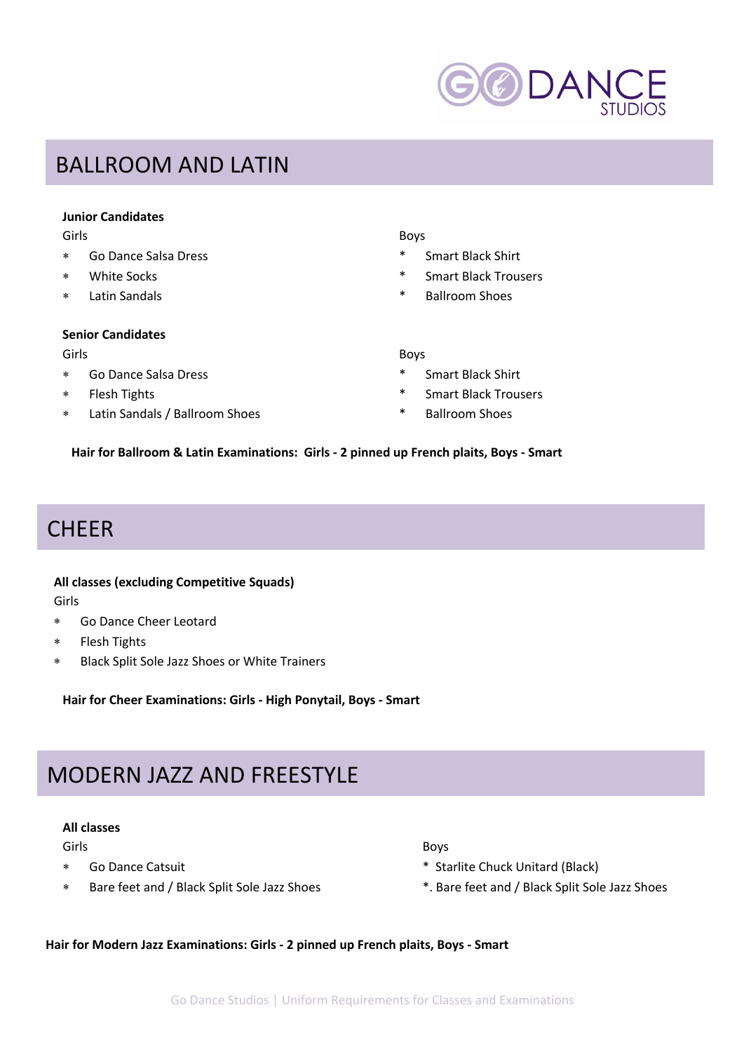## BALLROOM AND LATIN

**Junior Candidates**

Girls

- Go Dance Salsa Dress
- White Socks
- Latin Sandals

Boys

- Smart Black Shirt
- Smart Black Trousers
- Ballroom Shoes

**Senior Candidates**

Girls

- Go Dance Salsa Dress
- Flesh Tights
- Latin Sandals / Ballroom Shoes

Boys

- Smart Black Shirt
- Smart Black Trousers
- Ballroom Shoes

**Hair for Ballroom & Latin Examinations: Girls - 2 pinned up French plaits, Boys - Smart**

## CHEER

**All classes (excluding Competitive Squads)**

Girls

- Go Dance Cheer Leotard
- Flesh Tights
- Black Split Sole Jazz Shoes or White Trainers

**Hair for Cheer Examinations: Girls - High Ponytail, Boys - Smart**

## MODERN JAZZ AND FREESTYLE

**All classes**

Girls

- Go Dance Catsuit
- Bare feet and / Black Split Sole Jazz Shoes

Boys

- Starlite Chuck Unitard (Black)
- Bare feet and / Black Split Sole Jazz Shoes

**Hair for Modern Jazz Examinations: Girls - 2 pinned up French plaits, Boys - Smart**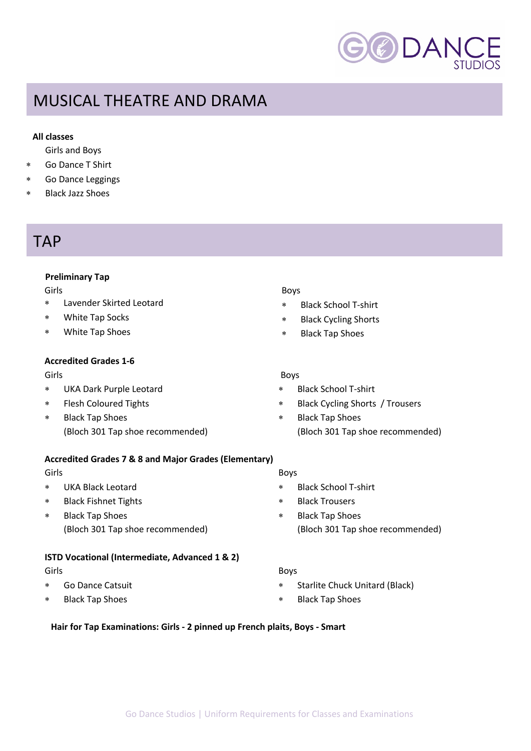# MUSICAL THEATRE AND DRAMA

**All classes**

Girls and Boys

- Go Dance T Shirt
- Go Dance Leggings
- Black Jazz Shoes

# TAP

**Preliminary Tap**

Girls

- Lavender Skirted Leotard
- White Tap Socks
- White Tap Shoes

Boys

- Black School T-shirt
- Black Cycling Shorts
- Black Tap Shoes

**Accredited Grades 1-6**

Girls

- UKA Dark Purple Leotard
- Flesh Coloured Tights
- Black Tap Shoes
  (Bloch 301 Tap shoe recommended)

Boys

- Black School T-shirt
- Black Cycling Shorts / Trousers
- Black Tap Shoes
  (Bloch 301 Tap shoe recommended)

**Accredited Grades 7 & 8 and Major Grades (Elementary)**

Girls

- UKA Black Leotard
- Black Fishnet Tights
- Black Tap Shoes
  (Bloch 301 Tap shoe recommended)

Boys

- Black School T-shirt
- Black Trousers
- Black Tap Shoes
  (Bloch 301 Tap shoe recommended)

**ISTD Vocational (Intermediate, Advanced 1 & 2)**

Girls

- Go Dance Catsuit
- Black Tap Shoes

Boys

- Starlite Chuck Unitard (Black)
- Black Tap Shoes

**Hair for Tap Examinations: Girls - 2 pinned up French plaits, Boys - Smart**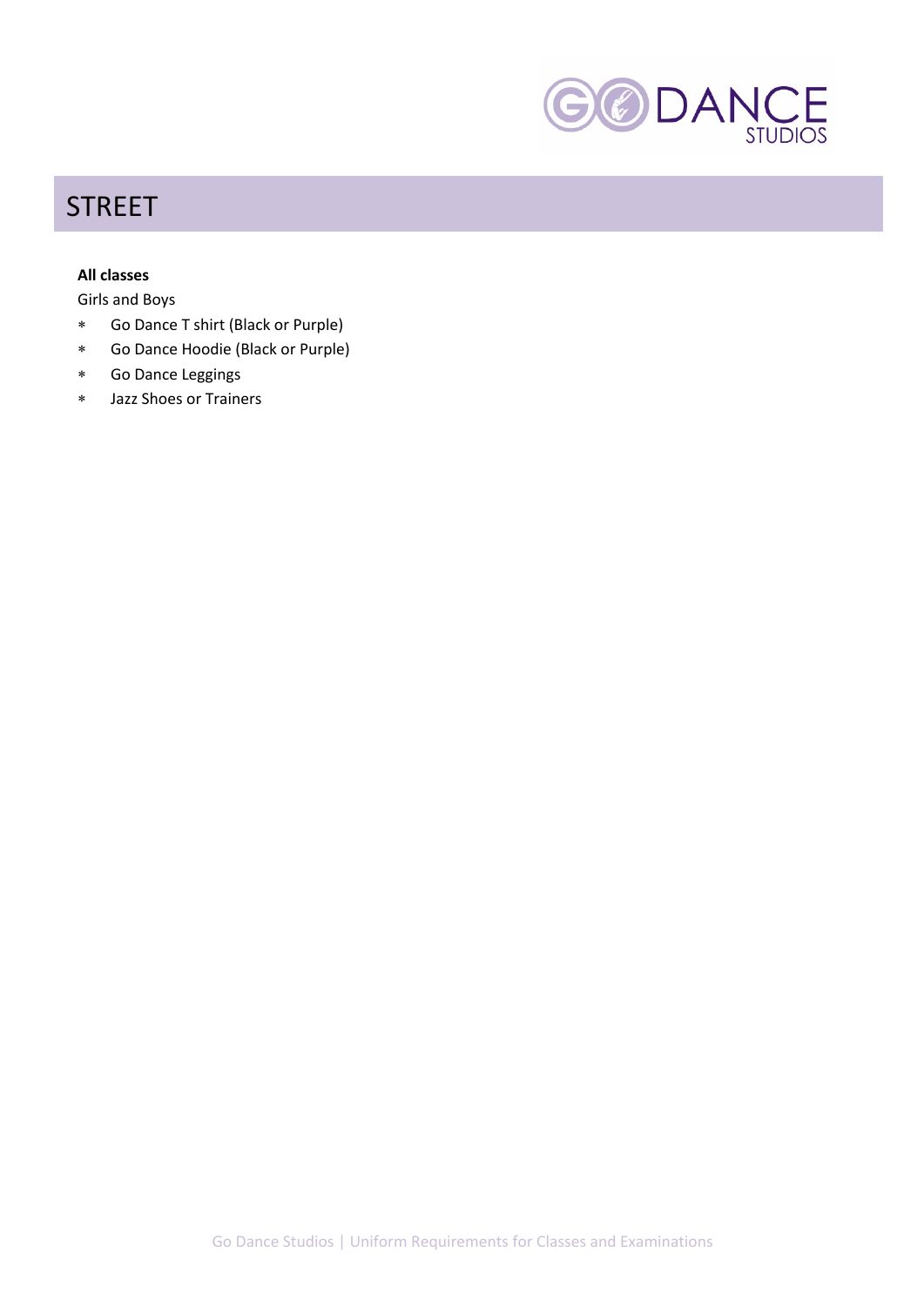## STREET

**All classes**

Girls and Boys

- Go Dance T shirt (Black or Purple)
- Go Dance Hoodie (Black or Purple)
- Go Dance Leggings
- Jazz Shoes or Trainers